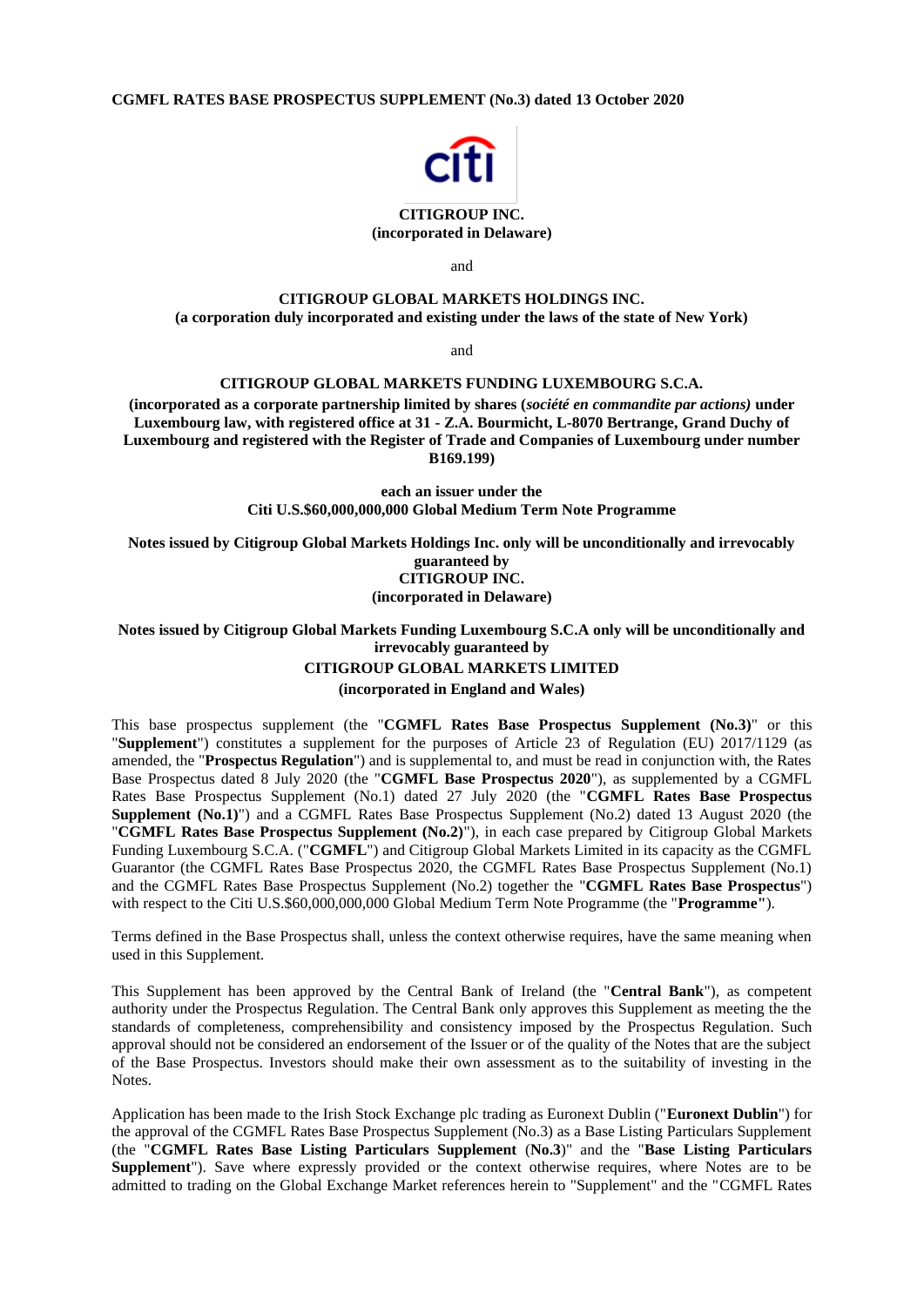**CGMFL RATES BASE PROSPECTUS SUPPLEMENT (No.3) dated 13 October 2020**

**CITIGROUP INC.**
**(incorporated in Delaware)**

and

**CITIGROUP GLOBAL MARKETS HOLDINGS INC.**
**(a corporation duly incorporated and existing under the laws of the state of New York)**

and

**CITIGROUP GLOBAL MARKETS FUNDING LUXEMBOURG S.C.A.**

**(incorporated as a corporate partnership limited by shares (*société en commandite par actions)* under Luxembourg law, with registered office at 31 - Z.A. Bourmicht, L-8070 Bertrange, Grand Duchy of Luxembourg and registered with the Register of Trade and Companies of Luxembourg under number B169.199)**

**each an issuer under the**
**Citi U.S.$60,000,000,000 Global Medium Term Note Programme**

**Notes issued by Citigroup Global Markets Holdings Inc. only will be unconditionally and irrevocably guaranteed by**
**CITIGROUP INC.**
**(incorporated in Delaware)**

**Notes issued by Citigroup Global Markets Funding Luxembourg S.C.A only will be unconditionally and irrevocably guaranteed by**
**CITIGROUP GLOBAL MARKETS LIMITED**
**(incorporated in England and Wales)**

This base prospectus supplement (the "**CGMFL Rates Base Prospectus Supplement (No.3)**" or this "**Supplement**") constitutes a supplement for the purposes of Article 23 of Regulation (EU) 2017/1129 (as amended, the "**Prospectus Regulation**") and is supplemental to, and must be read in conjunction with, the Rates Base Prospectus dated 8 July 2020 (the "**CGMFL Base Prospectus 2020**"), as supplemented by a CGMFL Rates Base Prospectus Supplement (No.1) dated 27 July 2020 (the "**CGMFL Rates Base Prospectus Supplement (No.1)**") and a CGMFL Rates Base Prospectus Supplement (No.2) dated 13 August 2020 (the "**CGMFL Rates Base Prospectus Supplement (No.2)**"), in each case prepared by Citigroup Global Markets Funding Luxembourg S.C.A. ("**CGMFL**") and Citigroup Global Markets Limited in its capacity as the CGMFL Guarantor (the CGMFL Rates Base Prospectus 2020, the CGMFL Rates Base Prospectus Supplement (No.1) and the CGMFL Rates Base Prospectus Supplement (No.2) together the "**CGMFL Rates Base Prospectus**") with respect to the Citi U.S.$60,000,000,000 Global Medium Term Note Programme (the "**Programme**").

Terms defined in the Base Prospectus shall, unless the context otherwise requires, have the same meaning when used in this Supplement.

This Supplement has been approved by the Central Bank of Ireland (the "**Central Bank**"), as competent authority under the Prospectus Regulation. The Central Bank only approves this Supplement as meeting the the standards of completeness, comprehensibility and consistency imposed by the Prospectus Regulation. Such approval should not be considered an endorsement of the Issuer or of the quality of the Notes that are the subject of the Base Prospectus. Investors should make their own assessment as to the suitability of investing in the Notes.

Application has been made to the Irish Stock Exchange plc trading as Euronext Dublin ("**Euronext Dublin**") for the approval of the CGMFL Rates Base Prospectus Supplement (No.3) as a Base Listing Particulars Supplement (the "**CGMFL Rates Base Listing Particulars Supplement** (**No.3**)" and the "**Base Listing Particulars Supplement**"). Save where expressly provided or the context otherwise requires, where Notes are to be admitted to trading on the Global Exchange Market references herein to "Supplement" and the "CGMFL Rates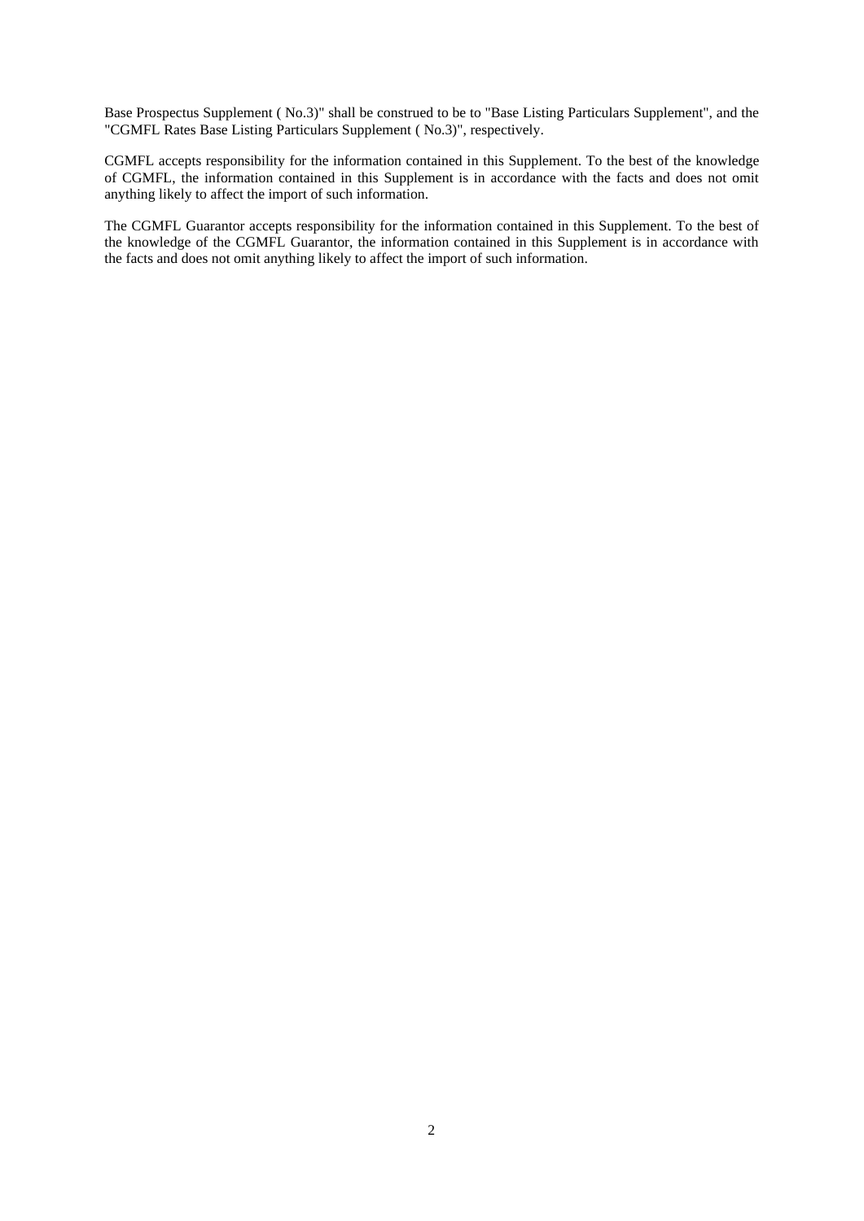Base Prospectus Supplement ( No.3)" shall be construed to be to "Base Listing Particulars Supplement", and the "CGMFL Rates Base Listing Particulars Supplement ( No.3)", respectively.

CGMFL accepts responsibility for the information contained in this Supplement. To the best of the knowledge of CGMFL, the information contained in this Supplement is in accordance with the facts and does not omit anything likely to affect the import of such information.

The CGMFL Guarantor accepts responsibility for the information contained in this Supplement. To the best of the knowledge of the CGMFL Guarantor, the information contained in this Supplement is in accordance with the facts and does not omit anything likely to affect the import of such information.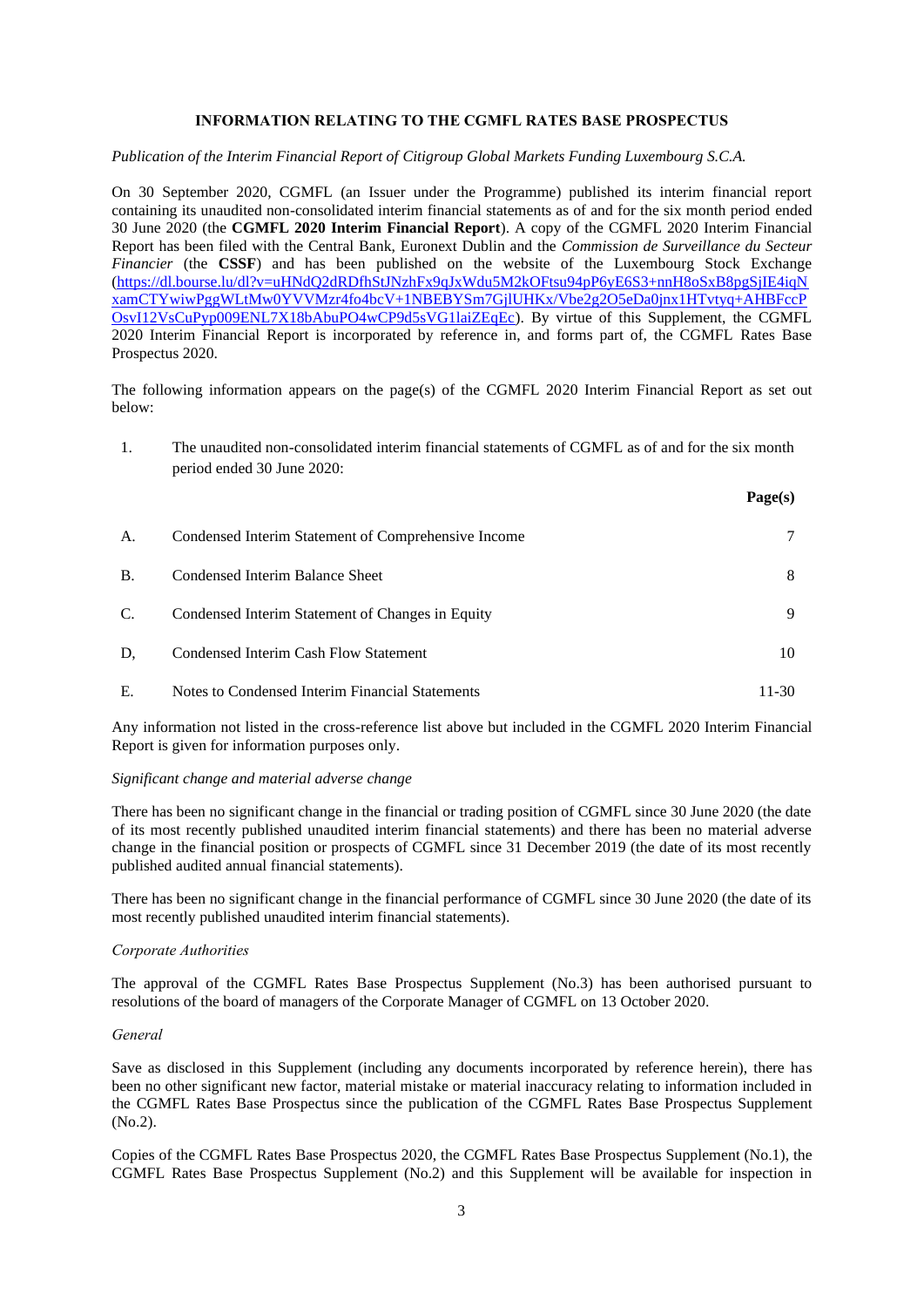## INFORMATION RELATING TO THE CGMFL RATES BASE PROSPECTUS

*Publication of the Interim Financial Report of Citigroup Global Markets Funding Luxembourg S.C.A.*

On 30 September 2020, CGMFL (an Issuer under the Programme) published its interim financial report containing its unaudited non-consolidated interim financial statements as of and for the six month period ended 30 June 2020 (the **CGMFL 2020 Interim Financial Report**). A copy of the CGMFL 2020 Interim Financial Report has been filed with the Central Bank, Euronext Dublin and the *Commission de Surveillance du Secteur Financier* (the **CSSF**) and has been published on the website of the Luxembourg Stock Exchange (https://dl.bourse.lu/dl?v=uHNdQ2dRDfhStJNzhFx9qJxWdu5M2kOFtsu94pP6yE6S3+nnH8oSxB8pgSjIE4iqNxamCTYwiwPggWLtMw0YVVMzr4fo4bcV+1NBEBYSm7GjlUHKx/Vbe2g2O5eDa0jnx1HTvtyq+AHBFccPOsvI12VsCuPyp009ENL7X18bAbuPO4wCP9d5sVG1laiZEqEc). By virtue of this Supplement, the CGMFL 2020 Interim Financial Report is incorporated by reference in, and forms part of, the CGMFL Rates Base Prospectus 2020.

The following information appears on the page(s) of the CGMFL 2020 Interim Financial Report as set out below:

1. The unaudited non-consolidated interim financial statements of CGMFL as of and for the six month period ended 30 June 2020:

| | | **Page(s)** |
|---|---|---|
| A. | Condensed Interim Statement of Comprehensive Income | 7 |
| B. | Condensed Interim Balance Sheet | 8 |
| C. | Condensed Interim Statement of Changes in Equity | 9 |
| D, | Condensed Interim Cash Flow Statement | 10 |
| E. | Notes to Condensed Interim Financial Statements | 11-30 |

Any information not listed in the cross-reference list above but included in the CGMFL 2020 Interim Financial Report is given for information purposes only.

*Significant change and material adverse change*

There has been no significant change in the financial or trading position of CGMFL since 30 June 2020 (the date of its most recently published unaudited interim financial statements) and there has been no material adverse change in the financial position or prospects of CGMFL since 31 December 2019 (the date of its most recently published audited annual financial statements).

There has been no significant change in the financial performance of CGMFL since 30 June 2020 (the date of its most recently published unaudited interim financial statements).

*Corporate Authorities*

The approval of the CGMFL Rates Base Prospectus Supplement (No.3) has been authorised pursuant to resolutions of the board of managers of the Corporate Manager of CGMFL on 13 October 2020.

*General*

Save as disclosed in this Supplement (including any documents incorporated by reference herein), there has been no other significant new factor, material mistake or material inaccuracy relating to information included in the CGMFL Rates Base Prospectus since the publication of the CGMFL Rates Base Prospectus Supplement (No.2).

Copies of the CGMFL Rates Base Prospectus 2020, the CGMFL Rates Base Prospectus Supplement (No.1), the CGMFL Rates Base Prospectus Supplement (No.2) and this Supplement will be available for inspection in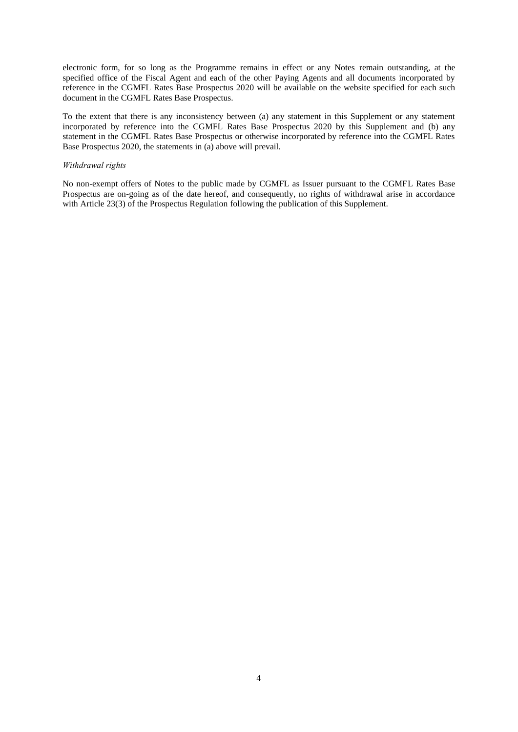electronic form, for so long as the Programme remains in effect or any Notes remain outstanding, at the specified office of the Fiscal Agent and each of the other Paying Agents and all documents incorporated by reference in the CGMFL Rates Base Prospectus 2020 will be available on the website specified for each such document in the CGMFL Rates Base Prospectus.

To the extent that there is any inconsistency between (a) any statement in this Supplement or any statement incorporated by reference into the CGMFL Rates Base Prospectus 2020 by this Supplement and (b) any statement in the CGMFL Rates Base Prospectus or otherwise incorporated by reference into the CGMFL Rates Base Prospectus 2020, the statements in (a) above will prevail.

*Withdrawal rights*

No non-exempt offers of Notes to the public made by CGMFL as Issuer pursuant to the CGMFL Rates Base Prospectus are on-going as of the date hereof, and consequently, no rights of withdrawal arise in accordance with Article 23(3) of the Prospectus Regulation following the publication of this Supplement.